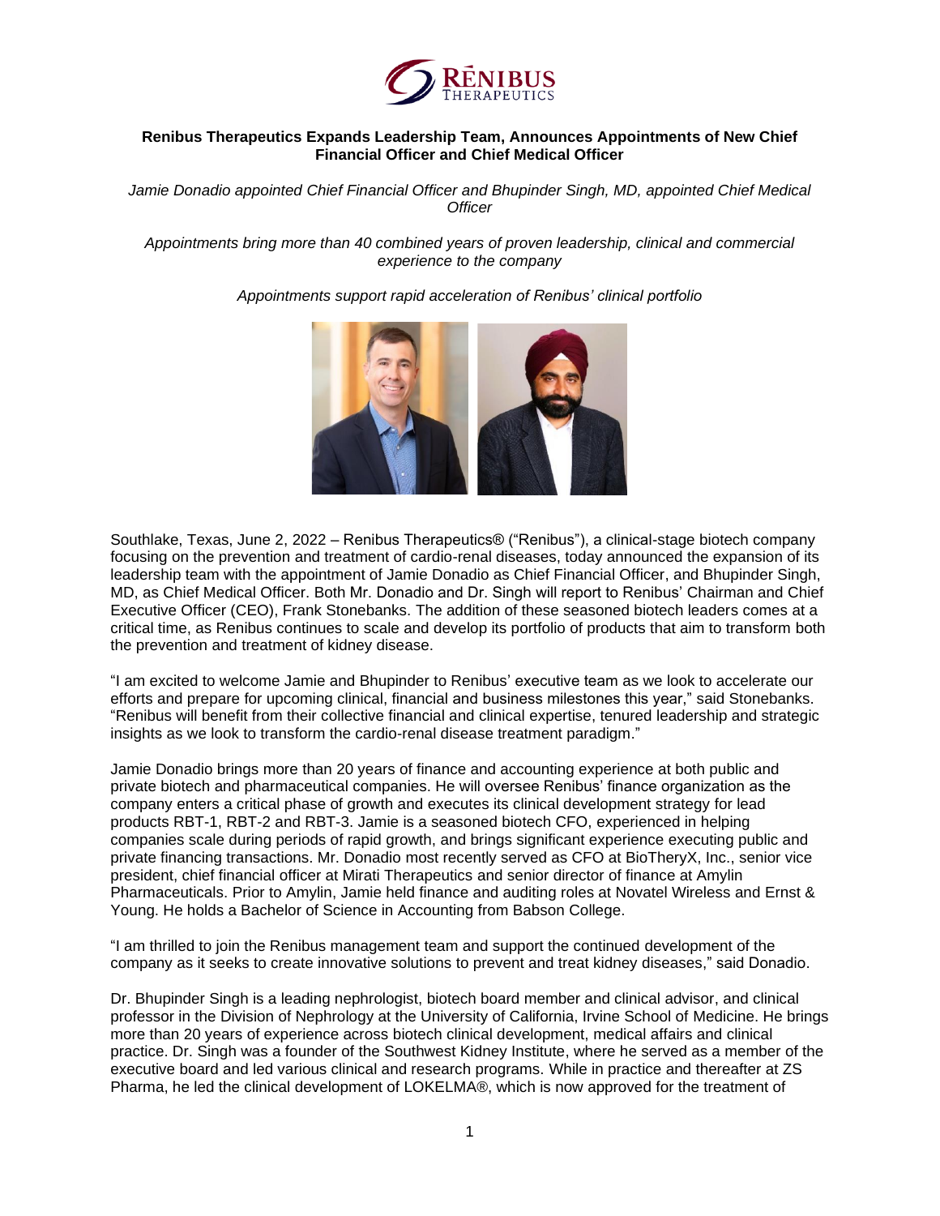**Renibus Therapeutics Expands Leadership Team, Announces Appointments of New Chief Financial Officer and Chief Medical Officer**

*Jamie Donadio appointed Chief Financial Officer and Bhupinder Singh, MD, appointed Chief Medical Officer*

*Appointments bring more than 40 combined years of proven leadership, clinical and commercial experience to the company*

*Appointments support rapid acceleration of Renibus' clinical portfolio*

Southlake, Texas, June 2, 2022 – Renibus Therapeutics® ("Renibus"), a clinical-stage biotech company focusing on the prevention and treatment of cardio-renal diseases, today announced the expansion of its leadership team with the appointment of Jamie Donadio as Chief Financial Officer, and Bhupinder Singh, MD, as Chief Medical Officer. Both Mr. Donadio and Dr. Singh will report to Renibus' Chairman and Chief Executive Officer (CEO), Frank Stonebanks. The addition of these seasoned biotech leaders comes at a critical time, as Renibus continues to scale and develop its portfolio of products that aim to transform both the prevention and treatment of kidney disease.

"I am excited to welcome Jamie and Bhupinder to Renibus' executive team as we look to accelerate our efforts and prepare for upcoming clinical, financial and business milestones this year," said Stonebanks. "Renibus will benefit from their collective financial and clinical expertise, tenured leadership and strategic insights as we look to transform the cardio-renal disease treatment paradigm."

Jamie Donadio brings more than 20 years of finance and accounting experience at both public and private biotech and pharmaceutical companies. He will oversee Renibus' finance organization as the company enters a critical phase of growth and executes its clinical development strategy for lead products RBT-1, RBT-2 and RBT-3. Jamie is a seasoned biotech CFO, experienced in helping companies scale during periods of rapid growth, and brings significant experience executing public and private financing transactions. Mr. Donadio most recently served as CFO at BioTheryX, Inc., senior vice president, chief financial officer at Mirati Therapeutics and senior director of finance at Amylin Pharmaceuticals. Prior to Amylin, Jamie held finance and auditing roles at Novatel Wireless and Ernst & Young. He holds a Bachelor of Science in Accounting from Babson College.

"I am thrilled to join the Renibus management team and support the continued development of the company as it seeks to create innovative solutions to prevent and treat kidney diseases," said Donadio.

Dr. Bhupinder Singh is a leading nephrologist, biotech board member and clinical advisor, and clinical professor in the Division of Nephrology at the University of California, Irvine School of Medicine. He brings more than 20 years of experience across biotech clinical development, medical affairs and clinical practice. Dr. Singh was a founder of the Southwest Kidney Institute, where he served as a member of the executive board and led various clinical and research programs. While in practice and thereafter at ZS Pharma, he led the clinical development of LOKELMA®, which is now approved for the treatment of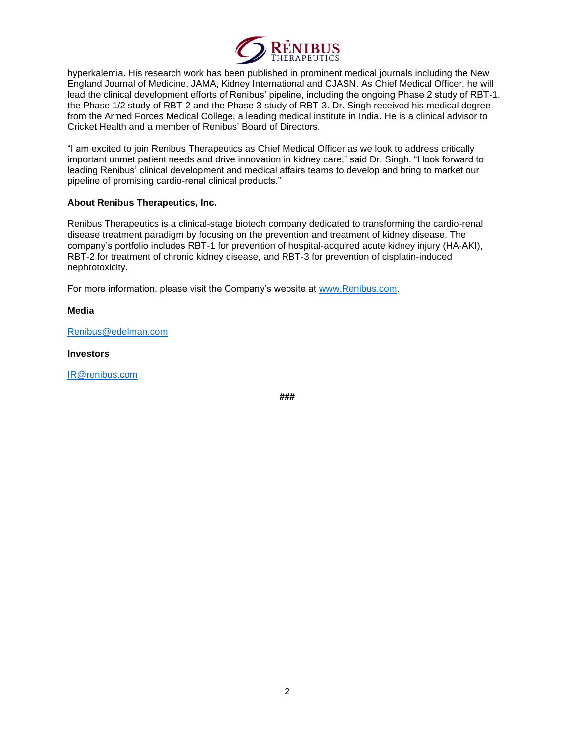hyperkalemia. His research work has been published in prominent medical journals including the New England Journal of Medicine, JAMA, Kidney International and CJASN. As Chief Medical Officer, he will lead the clinical development efforts of Renibus' pipeline, including the ongoing Phase 2 study of RBT-1, the Phase 1/2 study of RBT-2 and the Phase 3 study of RBT-3. Dr. Singh received his medical degree from the Armed Forces Medical College, a leading medical institute in India. He is a clinical advisor to Cricket Health and a member of Renibus' Board of Directors.

"I am excited to join Renibus Therapeutics as Chief Medical Officer as we look to address critically important unmet patient needs and drive innovation in kidney care," said Dr. Singh. "I look forward to leading Renibus' clinical development and medical affairs teams to develop and bring to market our pipeline of promising cardio-renal clinical products."

**About Renibus Therapeutics, Inc.**

Renibus Therapeutics is a clinical-stage biotech company dedicated to transforming the cardio-renal disease treatment paradigm by focusing on the prevention and treatment of kidney disease. The company's portfolio includes RBT-1 for prevention of hospital-acquired acute kidney injury (HA-AKI), RBT-2 for treatment of chronic kidney disease, and RBT-3 for prevention of cisplatin-induced nephrotoxicity.

For more information, please visit the Company's website at www.Renibus.com.

**Media**

Renibus@edelman.com

**Investors**

IR@renibus.com

###